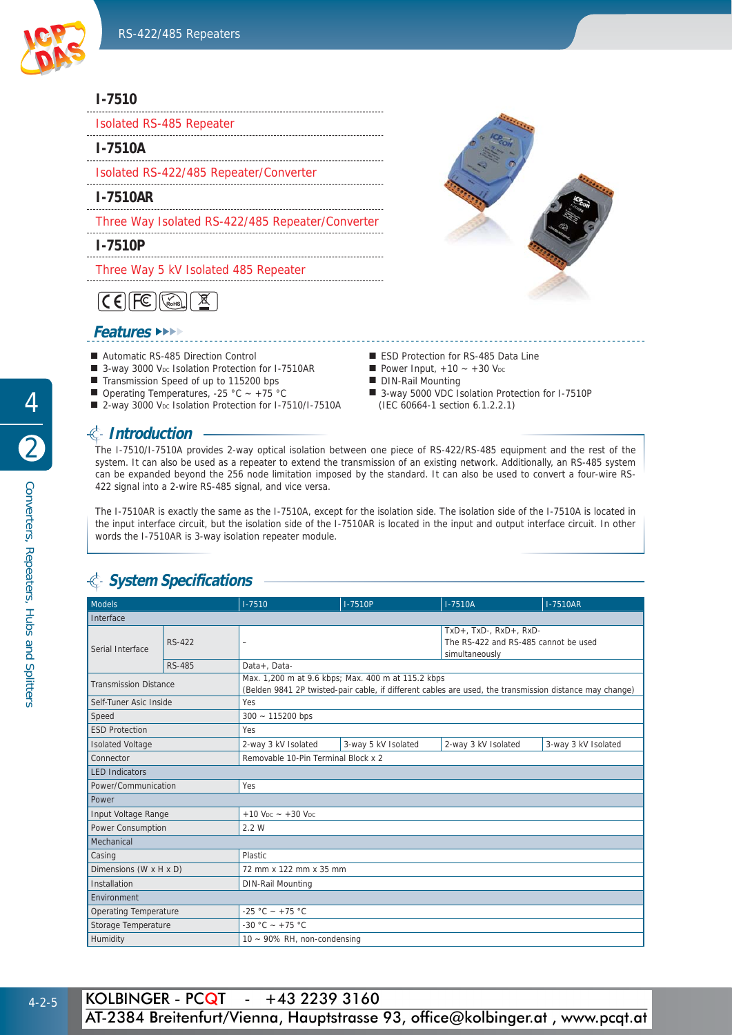## I-7510

Isolated RS-485 Repeater

## I-7510A

Isolated RS-422/485 Repeater/Converter

## I-7510AR

Three Way Isolated RS-422/485 Repeater/Converter

## I-7510P

Three Way 5 kV Isolated 485 Repeater

## Features

- Automatic RS-485 Direction Control
- 3-way 3000 VDC Isolation Protection for I-7510AR
- Transmission Speed of up to 115200 bps
- Operating Temperatures, -25 °C ~ +75 °C
- 2-way 3000 VDC Isolation Protection for I-7510/I-7510A
- ESD Protection for RS-485 Data Line
- Power Input, +10 ~ +30 VDC
- DIN-Rail Mounting
- 3-way 5000 VDC Isolation Protection for I-7510P (IEC 60664-1 section 6.1.2.2.1)

## Introduction

The I-7510/I-7510A provides 2-way optical isolation between one piece of RS-422/RS-485 equipment and the rest of the system. It can also be used as a repeater to extend the transmission of an existing network. Additionally, an RS-485 system can be expanded beyond the 256 node limitation imposed by the standard. It can also be used to convert a four-wire RS-422 signal into a 2-wire RS-485 signal, and vice versa.

The I-7510AR is exactly the same as the I-7510A, except for the isolation side. The isolation side of the I-7510A is located in the input interface circuit, but the isolation side of the I-7510AR is located in the input and output interface circuit. In other words the I-7510AR is 3-way isolation repeater module.

## System Specifications

| Models | | I-7510 | I-7510P | I-7510A | I-7510AR |
|---|---|---|---|---|---|
| Interface | | | | | |
| Serial Interface | RS-422 | - | | TxD+, TxD-, RxD+, RxD- The RS-422 and RS-485 cannot be used simultaneously | |
| | RS-485 | Data+, Data- | | | |
| Transmission Distance | | Max. 1,200 m at 9.6 kbps; Max. 400 m at 115.2 kbps (Belden 9841 2P twisted-pair cable, if different cables are used, the transmission distance may change) | | | |
| Self-Tuner Asic Inside | | Yes | | | |
| Speed | | 300 ~ 115200 bps | | | |
| ESD Protection | | Yes | | | |
| Isolated Voltage | | 2-way 3 kV Isolated | 3-way 5 kV Isolated | 2-way 3 kV Isolated | 3-way 3 kV Isolated |
| Connector | | Removable 10-Pin Terminal Block x 2 | | | |
| LED Indicators | | | | | |
| Power/Communication | | Yes | | | |
| Power | | | | | |
| Input Voltage Range | | +10 VDC ~ +30 VDC | | | |
| Power Consumption | | 2.2 W | | | |
| Mechanical | | | | | |
| Casing | | Plastic | | | |
| Dimensions (W x H x D) | | 72 mm x 122 mm x 35 mm | | | |
| Installation | | DIN-Rail Mounting | | | |
| Environment | | | | | |
| Operating Temperature | | -25 °C ~ +75 °C | | | |
| Storage Temperature | | -30 °C ~ +75 °C | | | |
| Humidity | | 10 ~ 90% RH, non-condensing | | | |

KOLBINGER - PCQT - +43 2239 3160
AT-2384 Breitenfurt/Vienna, Hauptstrasse 93, office@kolbinger.at , www.pcqt.at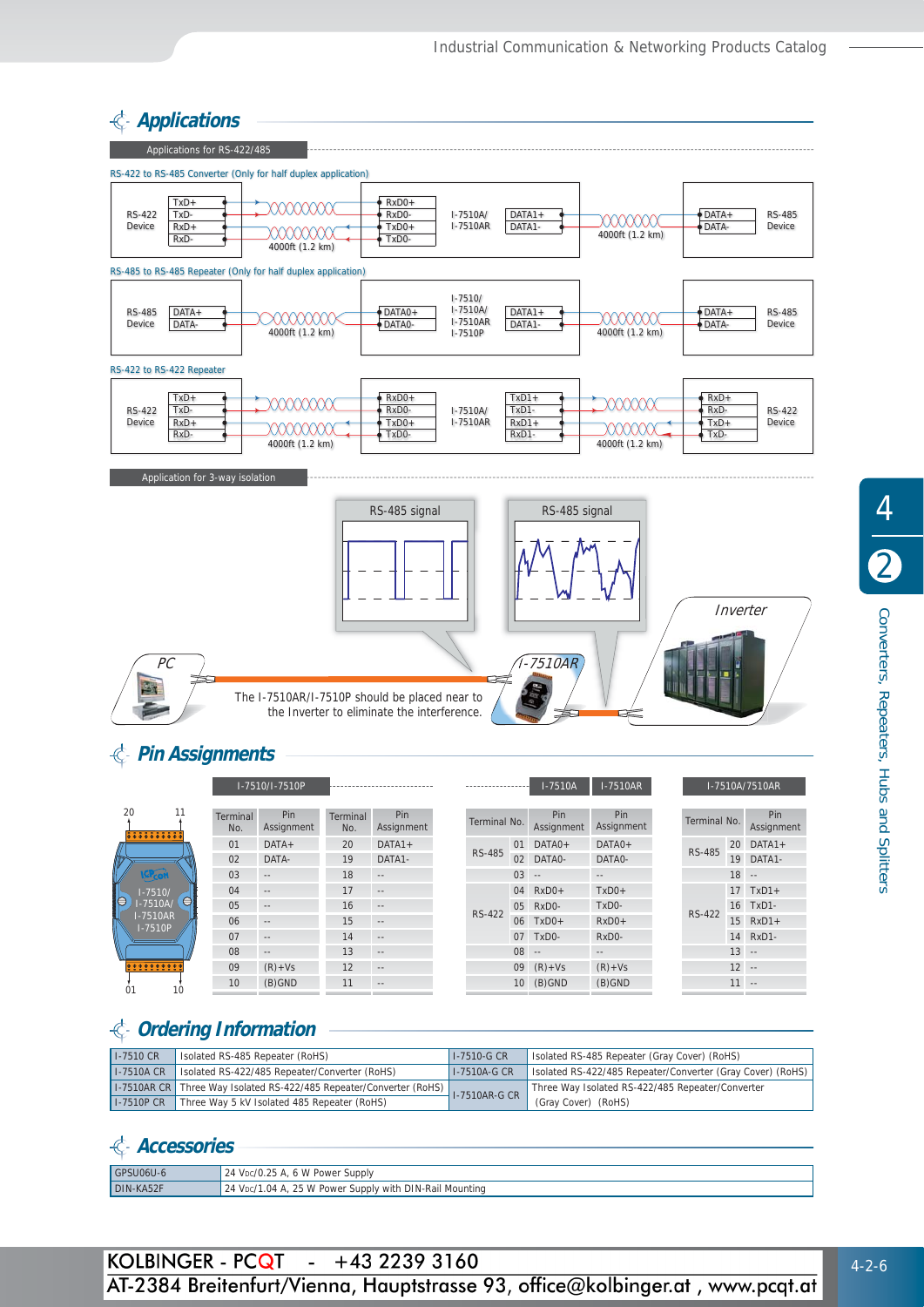## Applications

**Applications for RS-422/485**

RS-422 to RS-485 Converter (Only for half duplex application)

RS-422 Device
TxD+
TxD-
RxD+
RxD-
4000ft (1.2 km)
RxD0+
RxD0-
TxD0+
TxD0-
I-7510A/
I-7510AR
DATA1+
DATA1-
4000ft (1.2 km)
DATA+
DATA-
RS-485 Device

RS-485 to RS-485 Repeater (Only for half duplex application)

RS-485 Device
DATA+
DATA-
4000ft (1.2 km)
DATA0+
DATA0-
I-7510/
I-7510A/
I-7510AR
I-7510P
DATA1+
DATA1-
4000ft (1.2 km)
DATA+
DATA-
RS-485 Device

RS-422 to RS-422 Repeater

RS-422 Device
TxD+
TxD-
RxD+
RxD-
4000ft (1.2 km)
RxD0+
RxD0-
TxD0+
TxD0-
I-7510A/
I-7510AR
TxD1+
TxD1-
RxD1+
RxD1-
4000ft (1.2 km)
RxD+
RxD-
TxD+
TxD-
RS-422 Device

**Application for 3-way isolation**

RS-485 signal
RS-485 signal
Inverter
PC
I-7510AR

The I-7510AR/I-7510P should be placed near to the Inverter to eliminate the interference.

## Pin Assignments

**I-7510/I-7510P**

| Terminal No. | Pin Assignment | Terminal No. | Pin Assignment |
|---|---|---|---|
| 01 | DATA+ | 20 | DATA1+ |
| 02 | DATA- | 19 | DATA1- |
| 03 | -- | 18 | -- |
| 04 | -- | 17 | -- |
| 05 | -- | 16 | -- |
| 06 | -- | 15 | -- |
| 07 | -- | 14 | -- |
| 08 | -- | 13 | -- |
| 09 | (R)+Vs | 12 | -- |
| 10 | (B)GND | 11 | -- |

**I-7510A / I-7510AR**

| Terminal No. | | I-7510A Pin Assignment | I-7510AR Pin Assignment |
|---|---|---|---|
| RS-485 | 01 | DATA0+ | DATA0+ |
| | 02 | DATA0- | DATA0- |
| | 03 | -- | -- |
| RS-422 | 04 | RxD0+ | TxD0+ |
| | 05 | RxD0- | TxD0- |
| | 06 | TxD0+ | RxD0+ |
| | 07 | TxD0- | RxD0- |
| | 08 | -- | -- |
| | 09 | (R)+Vs | (R)+Vs |
| | 10 | (B)GND | (B)GND |

**I-7510A/7510AR**

| Terminal No. | | Pin Assignment |
|---|---|---|
| RS-485 | 20 | DATA1+ |
| | 19 | DATA1- |
| | 18 | -- |
| RS-422 | 17 | TxD1+ |
| | 16 | TxD1- |
| | 15 | RxD1+ |
| | 14 | RxD1- |
| | 13 | -- |
| | 12 | -- |
| | 11 | -- |

## Ordering Information

| | | | |
|---|---|---|---|
| I-7510 CR | Isolated RS-485 Repeater (RoHS) | I-7510-G CR | Isolated RS-485 Repeater (Gray Cover) (RoHS) |
| I-7510A CR | Isolated RS-422/485 Repeater/Converter (RoHS) | I-7510A-G CR | Isolated RS-422/485 Repeater/Converter (Gray Cover) (RoHS) |
| I-7510AR CR | Three Way Isolated RS-422/485 Repeater/Converter (RoHS) | I-7510AR-G CR | Three Way Isolated RS-422/485 Repeater/Converter (Gray Cover) (RoHS) |
| I-7510P CR | Three Way 5 kV Isolated 485 Repeater (RoHS) | | |

## Accessories

| | |
|---|---|
| GPSU06U-6 | 24 VDC/0.25 A, 6 W Power Supply |
| DIN-KA52F | 24 VDC/1.04 A, 25 W Power Supply with DIN-Rail Mounting |

KOLBINGER - PCQT - +43 2239 3160
AT-2384 Breitenfurt/Vienna, Hauptstrasse 93, office@kolbinger.at , www.pcqt.at